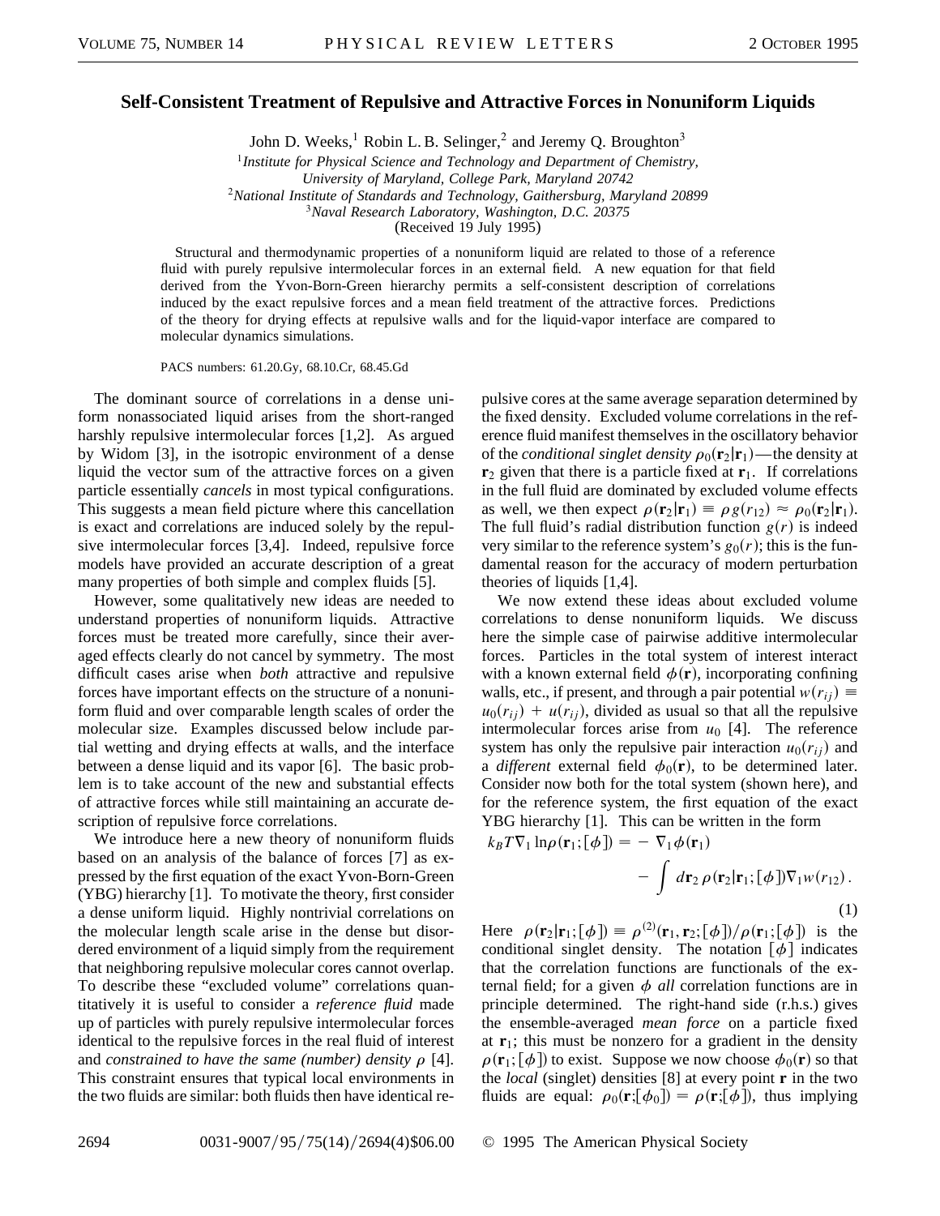# Self-Consistent Treatment of Repulsive and Attractive Forces in Nonuniform Liquids

John D. Weeks,[1] Robin L. B. Selinger,[2] and Jeremy Q. Broughton[3]

[1] *Institute for Physical Science and Technology and Department of Chemistry, University of Maryland, College Park, Maryland 20742*
[2] *National Institute of Standards and Technology, Gaithersburg, Maryland 20899*
[3] *Naval Research Laboratory, Washington, D.C. 20375*

(Received 19 July 1995)

Structural and thermodynamic properties of a nonuniform liquid are related to those of a reference fluid with purely repulsive intermolecular forces in an external field. A new equation for that field derived from the Yvon-Born-Green hierarchy permits a self-consistent description of correlations induced by the exact repulsive forces and a mean field treatment of the attractive forces. Predictions of the theory for drying effects at repulsive walls and for the liquid-vapor interface are compared to molecular dynamics simulations.

PACS numbers: 61.20.Gy, 68.10.Cr, 68.45.Gd

The dominant source of correlations in a dense uniform nonassociated liquid arises from the short-ranged harshly repulsive intermolecular forces [1,2]. As argued by Widom [3], in the isotropic environment of a dense liquid the vector sum of the attractive forces on a given particle essentially *cancels* in most typical configurations. This suggests a mean field picture where this cancellation is exact and correlations are induced solely by the repulsive intermolecular forces [3,4]. Indeed, repulsive force models have provided an accurate description of a great many properties of both simple and complex fluids [5].

However, some qualitatively new ideas are needed to understand properties of nonuniform liquids. Attractive forces must be treated more carefully, since their averaged effects clearly do not cancel by symmetry. The most difficult cases arise when *both* attractive and repulsive forces have important effects on the structure of a nonuniform fluid and over comparable length scales of order the molecular size. Examples discussed below include partial wetting and drying effects at walls, and the interface between a dense liquid and its vapor [6]. The basic problem is to take account of the new and substantial effects of attractive forces while still maintaining an accurate description of repulsive force correlations.

We introduce here a new theory of nonuniform fluids based on an analysis of the balance of forces [7] as expressed by the first equation of the exact Yvon-Born-Green (YBG) hierarchy [1]. To motivate the theory, first consider a dense uniform liquid. Highly nontrivial correlations on the molecular length scale arise in the dense but disordered environment of a liquid simply from the requirement that neighboring repulsive molecular cores cannot overlap. To describe these "excluded volume" correlations quantitatively it is useful to consider a *reference fluid* made up of particles with purely repulsive intermolecular forces identical to the repulsive forces in the real fluid of interest and *constrained to have the same (number) density* $\rho$ [4]. This constraint ensures that typical local environments in the two fluids are similar: both fluids then have identical repulsive cores at the same average separation determined by the fixed density. Excluded volume correlations in the reference fluid manifest themselves in the oscillatory behavior of the *conditional singlet density* $\rho_0(\mathbf{r}_2|\mathbf{r}_1)$—the density at $\mathbf{r}_2$ given that there is a particle fixed at $\mathbf{r}_1$. If correlations in the full fluid are dominated by excluded volume effects as well, we then expect $\rho(\mathbf{r}_2|\mathbf{r}_1) \equiv \rho g(r_{12}) \approx \rho_0(\mathbf{r}_2|\mathbf{r}_1)$. The full fluid's radial distribution function $g(r)$ is indeed very similar to the reference system's $g_0(r)$; this is the fundamental reason for the accuracy of modern perturbation theories of liquids [1,4].

We now extend these ideas about excluded volume correlations to dense nonuniform liquids. We discuss here the simple case of pairwise additive intermolecular forces. Particles in the total system of interest interact with a known external field $\phi(\mathbf{r})$, incorporating confining walls, etc., if present, and through a pair potential $w(r_{ij}) \equiv u_0(r_{ij}) + u(r_{ij})$, divided as usual so that all the repulsive intermolecular forces arise from $u_0$ [4]. The reference system has only the repulsive pair interaction $u_0(r_{ij})$ and a *different* external field $\phi_0(\mathbf{r})$, to be determined later. Consider now both for the total system (shown here), and for the reference system, the first equation of the exact YBG hierarchy [1]. This can be written in the form

$$k_B T \nabla_1 \ln \rho(\mathbf{r}_1;[\phi]) = -\nabla_1 \phi(\mathbf{r}_1) - \int d\mathbf{r}_2\, \rho(\mathbf{r}_2|\mathbf{r}_1;[\phi]) \nabla_1 w(r_{12}). \tag{1}$$

Here $\rho(\mathbf{r}_2|\mathbf{r}_1;[\phi]) \equiv \rho^{(2)}(\mathbf{r}_1,\mathbf{r}_2;[\phi])/\rho(\mathbf{r}_1;[\phi])$ is the conditional singlet density. The notation $[\phi]$ indicates that the correlation functions are functionals of the external field; for a given $\phi$ *all* correlation functions are in principle determined. The right-hand side (r.h.s.) gives the ensemble-averaged *mean force* on a particle fixed at $\mathbf{r}_1$; this must be nonzero for a gradient in the density $\rho(\mathbf{r}_1;[\phi])$ to exist. Suppose we now choose $\phi_0(\mathbf{r})$ so that the *local* (singlet) densities [8] at every point $\mathbf{r}$ in the two fluids are equal: $\rho_0(\mathbf{r};[\phi_0]) = \rho(\mathbf{r};[\phi])$, thus implying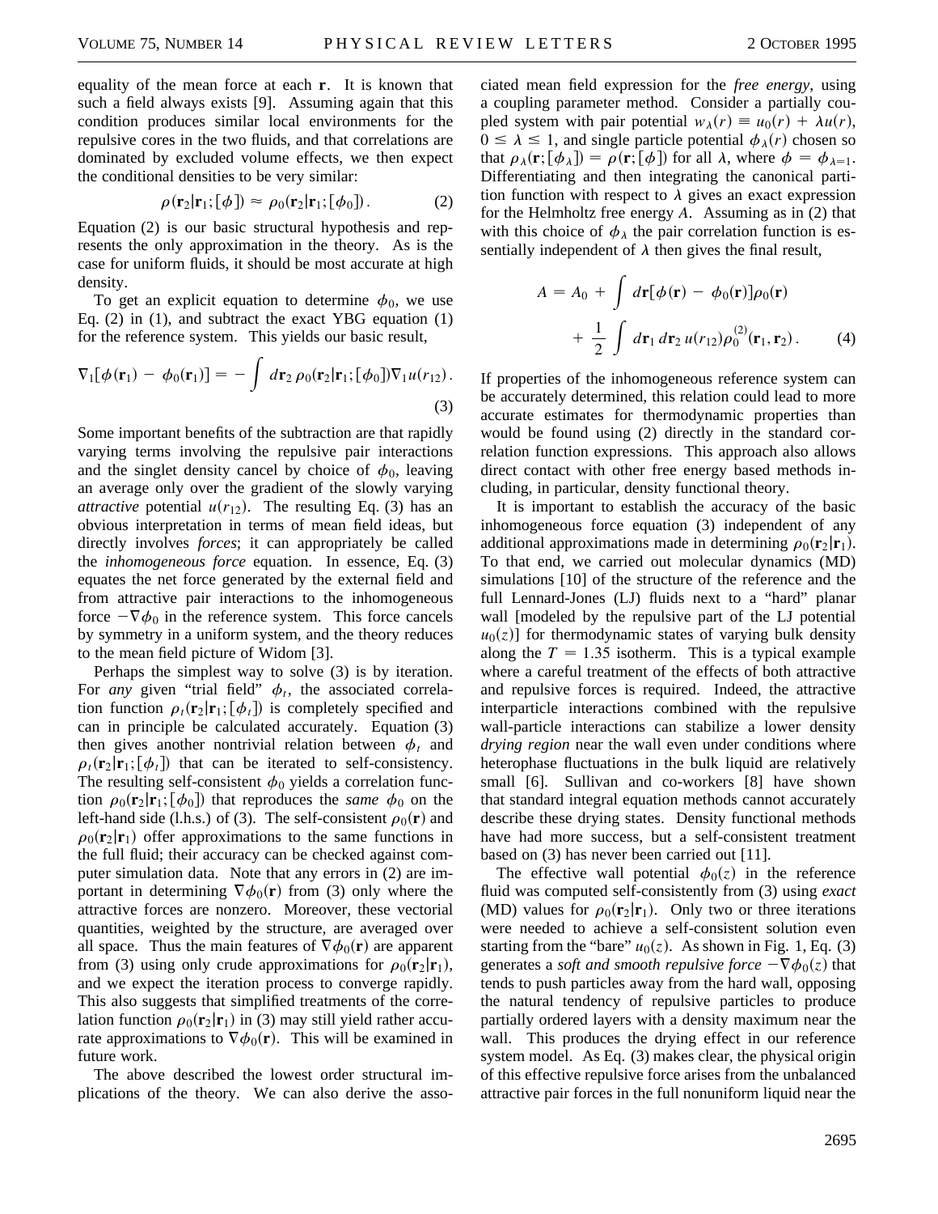equality of the mean force at each $\mathbf{r}$. It is known that such a field always exists [9]. Assuming again that this condition produces similar local environments for the repulsive cores in the two fluids, and that correlations are dominated by excluded volume effects, we then expect the conditional densities to be very similar:

$$\rho(\mathbf{r}_2|\mathbf{r}_1;[\phi]) \approx \rho_0(\mathbf{r}_2|\mathbf{r}_1;[\phi_0]) . \tag{2}$$

Equation (2) is our basic structural hypothesis and represents the only approximation in the theory. As is the case for uniform fluids, it should be most accurate at high density.

To get an explicit equation to determine $\phi_0$, we use Eq. (2) in (1), and subtract the exact YBG equation (1) for the reference system. This yields our basic result,

$$\nabla_1[\phi(\mathbf{r}_1) - \phi_0(\mathbf{r}_1)] = -\int d\mathbf{r}_2\, \rho_0(\mathbf{r}_2|\mathbf{r}_1;[\phi_0])\nabla_1 u(r_{12}) . \tag{3}$$

Some important benefits of the subtraction are that rapidly varying terms involving the repulsive pair interactions and the singlet density cancel by choice of $\phi_0$, leaving an average only over the gradient of the slowly varying *attractive* potential $u(r_{12})$. The resulting Eq. (3) has an obvious interpretation in terms of mean field ideas, but directly involves *forces*; it can appropriately be called the *inhomogeneous force* equation. In essence, Eq. (3) equates the net force generated by the external field and from attractive pair interactions to the inhomogeneous force $-\nabla\phi_0$ in the reference system. This force cancels by symmetry in a uniform system, and the theory reduces to the mean field picture of Widom [3].

Perhaps the simplest way to solve (3) is by iteration. For *any* given "trial field" $\phi_t$, the associated correlation function $\rho_t(\mathbf{r}_2|\mathbf{r}_1;[\phi_t])$ is completely specified and can in principle be calculated accurately. Equation (3) then gives another nontrivial relation between $\phi_t$ and $\rho_t(\mathbf{r}_2|\mathbf{r}_1;[\phi_t])$ that can be iterated to self-consistency. The resulting self-consistent $\phi_0$ yields a correlation function $\rho_0(\mathbf{r}_2|\mathbf{r}_1;[\phi_0])$ that reproduces the *same* $\phi_0$ on the left-hand side (l.h.s.) of (3). The self-consistent $\rho_0(\mathbf{r})$ and $\rho_0(\mathbf{r}_2|\mathbf{r}_1)$ offer approximations to the same functions in the full fluid; their accuracy can be checked against computer simulation data. Note that any errors in (2) are important in determining $\nabla\phi_0(\mathbf{r})$ from (3) only where the attractive forces are nonzero. Moreover, these vectorial quantities, weighted by the structure, are averaged over all space. Thus the main features of $\nabla\phi_0(\mathbf{r})$ are apparent from (3) using only crude approximations for $\rho_0(\mathbf{r}_2|\mathbf{r}_1)$, and we expect the iteration process to converge rapidly. This also suggests that simplified treatments of the correlation function $\rho_0(\mathbf{r}_2|\mathbf{r}_1)$ in (3) may still yield rather accurate approximations to $\nabla\phi_0(\mathbf{r})$. This will be examined in future work.

The above described the lowest order structural implications of the theory. We can also derive the associated mean field expression for the *free energy*, using a coupling parameter method. Consider a partially coupled system with pair potential $w_\lambda(r) \equiv u_0(r) + \lambda u(r)$, $0 \le \lambda \le 1$, and single particle potential $\phi_\lambda(r)$ chosen so that $\rho_\lambda(\mathbf{r};[\phi_\lambda]) = \rho(\mathbf{r};[\phi])$ for all $\lambda$, where $\phi = \phi_{\lambda=1}$. Differentiating and then integrating the canonical partition function with respect to $\lambda$ gives an exact expression for the Helmholtz free energy $A$. Assuming as in (2) that with this choice of $\phi_\lambda$ the pair correlation function is essentially independent of $\lambda$ then gives the final result,

$$A = A_0 + \int d\mathbf{r}[\phi(\mathbf{r}) - \phi_0(\mathbf{r})]\rho_0(\mathbf{r}) + \frac{1}{2}\int d\mathbf{r}_1\, d\mathbf{r}_2\, u(r_{12})\rho_0^{(2)}(\mathbf{r}_1, \mathbf{r}_2) . \tag{4}$$

If properties of the inhomogeneous reference system can be accurately determined, this relation could lead to more accurate estimates for thermodynamic properties than would be found using (2) directly in the standard correlation function expressions. This approach also allows direct contact with other free energy based methods including, in particular, density functional theory.

It is important to establish the accuracy of the basic inhomogeneous force equation (3) independent of any additional approximations made in determining $\rho_0(\mathbf{r}_2|\mathbf{r}_1)$. To that end, we carried out molecular dynamics (MD) simulations [10] of the structure of the reference and the full Lennard-Jones (LJ) fluids next to a "hard" planar wall [modeled by the repulsive part of the LJ potential $u_0(z)$] for thermodynamic states of varying bulk density along the $T = 1.35$ isotherm. This is a typical example where a careful treatment of the effects of both attractive and repulsive forces is required. Indeed, the attractive interparticle interactions combined with the repulsive wall-particle interactions can stabilize a lower density *drying region* near the wall even under conditions where heterophase fluctuations in the bulk liquid are relatively small [6]. Sullivan and co-workers [8] have shown that standard integral equation methods cannot accurately describe these drying states. Density functional methods have had more success, but a self-consistent treatment based on (3) has never been carried out [11].

The effective wall potential $\phi_0(z)$ in the reference fluid was computed self-consistently from (3) using *exact* (MD) values for $\rho_0(\mathbf{r}_2|\mathbf{r}_1)$. Only two or three iterations were needed to achieve a self-consistent solution even starting from the "bare" $u_0(z)$. As shown in Fig. 1, Eq. (3) generates a *soft and smooth repulsive force* $-\nabla\phi_0(z)$ that tends to push particles away from the hard wall, opposing the natural tendency of repulsive particles to produce partially ordered layers with a density maximum near the wall. This produces the drying effect in our reference system model. As Eq. (3) makes clear, the physical origin of this effective repulsive force arises from the unbalanced attractive pair forces in the full nonuniform liquid near the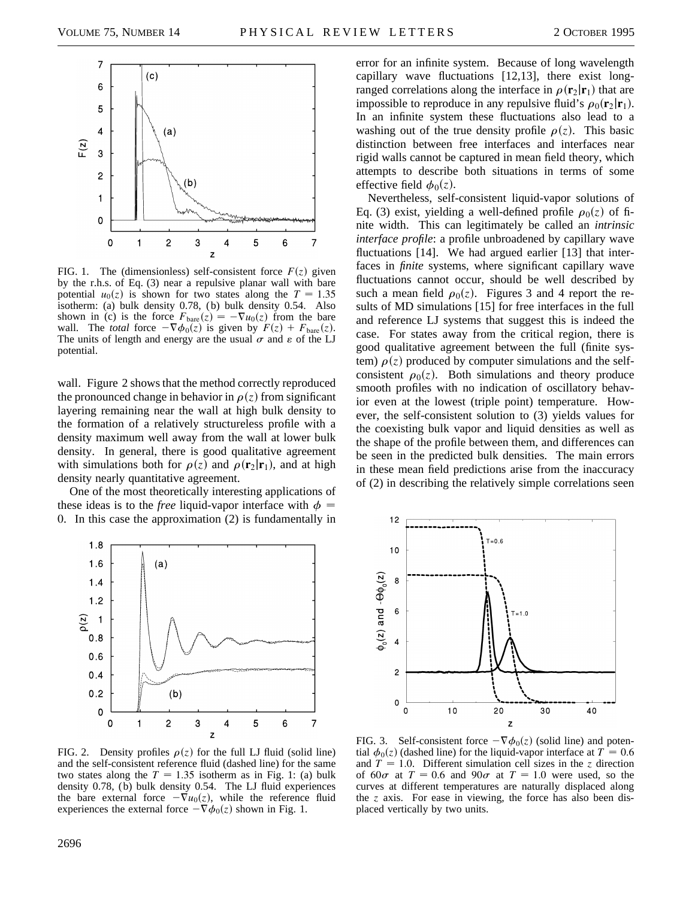FIG. 1. The (dimensionless) self-consistent force $F(z)$ given by the r.h.s. of Eq. (3) near a repulsive planar wall with bare potential $u_0(z)$ is shown for two states along the $T = 1.35$ isotherm: (a) bulk density 0.78, (b) bulk density 0.54. Also shown in (c) is the force $F_{\mathrm{bare}}(z) = -\nabla u_0(z)$ from the bare wall. The *total* force $-\nabla \phi_0(z)$ is given by $F(z) + F_{\mathrm{bare}}(z)$. The units of length and energy are the usual $\sigma$ and $\varepsilon$ of the LJ potential.

wall. Figure 2 shows that the method correctly reproduced the pronounced change in behavior in $\rho(z)$ from significant layering remaining near the wall at high bulk density to the formation of a relatively structureless profile with a density maximum well away from the wall at lower bulk density. In general, there is good qualitative agreement with simulations both for $\rho(z)$ and $\rho(\mathbf{r}_2|\mathbf{r}_1)$, and at high density nearly quantitative agreement.

One of the most theoretically interesting applications of these ideas is to the *free* liquid-vapor interface with $\phi = 0$. In this case the approximation (2) is fundamentally in error for an infinite system. Because of long wavelength capillary wave fluctuations [12,13], there exist long-ranged correlations along the interface in $\rho(\mathbf{r}_2|\mathbf{r}_1)$ that are impossible to reproduce in any repulsive fluid's $\rho_0(\mathbf{r}_2|\mathbf{r}_1)$. In an infinite system these fluctuations also lead to a washing out of the true density profile $\rho(z)$. This basic distinction between free interfaces and interfaces near rigid walls cannot be captured in mean field theory, which attempts to describe both situations in terms of some effective field $\phi_0(z)$.

FIG. 2. Density profiles $\rho(z)$ for the full LJ fluid (solid line) and the self-consistent reference fluid (dashed line) for the same two states along the $T = 1.35$ isotherm as in Fig. 1: (a) bulk density 0.78, (b) bulk density 0.54. The LJ fluid experiences the bare external force $-\nabla u_0(z)$, while the reference fluid experiences the external force $-\nabla \phi_0(z)$ shown in Fig. 1.

Nevertheless, self-consistent liquid-vapor solutions of Eq. (3) exist, yielding a well-defined profile $\rho_0(z)$ of finite width. This can legitimately be called an *intrinsic interface profile*: a profile unbroadened by capillary wave fluctuations [14]. We had argued earlier [13] that interfaces in *finite* systems, where significant capillary wave fluctuations cannot occur, should be well described by such a mean field $\rho_0(z)$. Figures 3 and 4 report the results of MD simulations [15] for free interfaces in the full and reference LJ systems that suggest this is indeed the case. For states away from the critical region, there is good qualitative agreement between the full (finite system) $\rho(z)$ produced by computer simulations and the self-consistent $\rho_0(z)$. Both simulations and theory produce smooth profiles with no indication of oscillatory behavior even at the lowest (triple point) temperature. However, the self-consistent solution to (3) yields values for the coexisting bulk vapor and liquid densities as well as the shape of the profile between them, and differences can be seen in the predicted bulk densities. The main errors in these mean field predictions arise from the inaccuracy of (2) in describing the relatively simple correlations seen

FIG. 3. Self-consistent force $-\nabla \phi_0(z)$ (solid line) and potential $\phi_0(z)$ (dashed line) for the liquid-vapor interface at $T = 0.6$ and $T = 1.0$. Different simulation cell sizes in the $z$ direction of $60\sigma$ at $T = 0.6$ and $90\sigma$ at $T = 1.0$ were used, so the curves at different temperatures are naturally displaced along the $z$ axis. For ease in viewing, the force has also been displaced vertically by two units.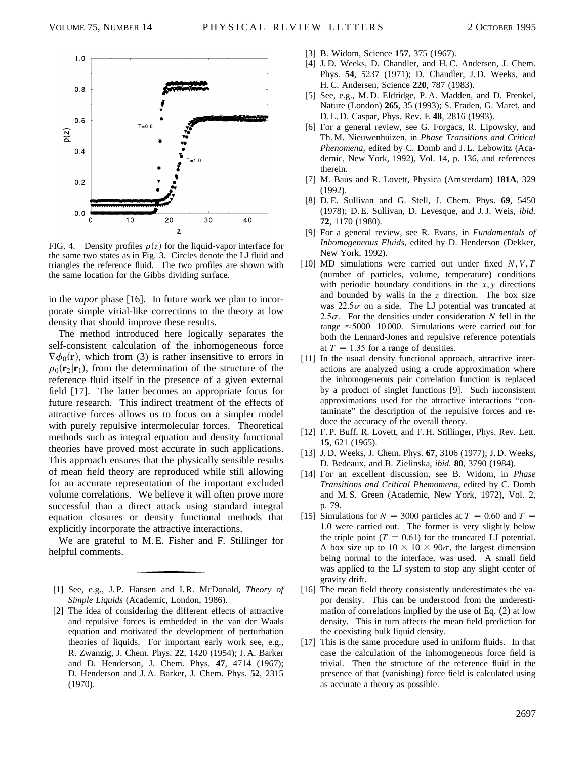1.0
0.8
0.6
0.4
0.2
0.0
0
10
20
30
40
z
$\rho(z)$
T=0.6
T=1.0

FIG. 4. Density profiles $\rho(z)$ for the liquid-vapor interface for the same two states as in Fig. 3. Circles denote the LJ fluid and triangles the reference fluid. The two profiles are shown with the same location for the Gibbs dividing surface.

in the *vapor* phase [16]. In future work we plan to incorporate simple virial-like corrections to the theory at low density that should improve these results.

The method introduced here logically separates the self-consistent calculation of the inhomogeneous force $\nabla\phi_0(\mathbf{r})$, which from (3) is rather insensitive to errors in $\rho_0(\mathbf{r}_2|\mathbf{r}_1)$, from the determination of the structure of the reference fluid itself in the presence of a given external field [17]. The latter becomes an appropriate focus for future research. This indirect treatment of the effects of attractive forces allows us to focus on a simpler model with purely repulsive intermolecular forces. Theoretical methods such as integral equation and density functional theories have proved most accurate in such applications. This approach ensures that the physically sensible results of mean field theory are reproduced while still allowing for an accurate representation of the important excluded volume correlations. We believe it will often prove more successful than a direct attack using standard integral equation closures or density functional methods that explicitly incorporate the attractive interactions.

We are grateful to M. E. Fisher and F. Stillinger for helpful comments.

---

[1] See, e.g., J. P. Hansen and I. R. McDonald, *Theory of Simple Liquids* (Academic, London, 1986).

[2] The idea of considering the different effects of attractive and repulsive forces is embedded in the van der Waals equation and motivated the development of perturbation theories of liquids. For important early work see, e.g., R. Zwanzig, J. Chem. Phys. **22**, 1420 (1954); J. A. Barker and D. Henderson, J. Chem. Phys. **47**, 4714 (1967); D. Henderson and J. A. Barker, J. Chem. Phys. **52**, 2315 (1970).

[3] B. Widom, Science **157**, 375 (1967).

[4] J. D. Weeks, D. Chandler, and H. C. Andersen, J. Chem. Phys. **54**, 5237 (1971); D. Chandler, J. D. Weeks, and H. C. Andersen, Science **220**, 787 (1983).

[5] See, e.g., M. D. Eldridge, P. A. Madden, and D. Frenkel, Nature (London) **265**, 35 (1993); S. Fraden, G. Maret, and D. L. D. Caspar, Phys. Rev. E **48**, 2816 (1993).

[6] For a general review, see G. Forgacs, R. Lipowsky, and Th. M. Nieuwenhuizen, in *Phase Transitions and Critical Phenomena,* edited by C. Domb and J. L. Lebowitz (Academic, New York, 1992), Vol. 14, p. 136, and references therein.

[7] M. Baus and R. Lovett, Physica (Amsterdam) **181A**, 329 (1992).

[8] D. E. Sullivan and G. Stell, J. Chem. Phys. **69**, 5450 (1978); D. E. Sullivan, D. Levesque, and J. J. Weis, *ibid.* **72**, 1170 (1980).

[9] For a general review, see R. Evans, in *Fundamentals of Inhomogeneous Fluids*, edited by D. Henderson (Dekker, New York, 1992).

[10] MD simulations were carried out under fixed $N, V, T$ (number of particles, volume, temperature) conditions with periodic boundary conditions in the $x, y$ directions and bounded by walls in the $z$ direction. The box size was $22.5\sigma$ on a side. The LJ potential was truncated at $2.5\sigma$. For the densities under consideration $N$ fell in the range $\approx 5000-10\,000$. Simulations were carried out for both the Lennard-Jones and repulsive reference potentials at $T = 1.35$ for a range of densities.

[11] In the usual density functional approach, attractive interactions are analyzed using a crude approximation where the inhomogeneous pair correlation function is replaced by a product of singlet functions [9]. Such inconsistent approximations used for the attractive interactions "contaminate" the description of the repulsive forces and reduce the accuracy of the overall theory.

[12] F. P. Buff, R. Lovett, and F. H. Stillinger, Phys. Rev. Lett. **15**, 621 (1965).

[13] J. D. Weeks, J. Chem. Phys. **67**, 3106 (1977); J. D. Weeks, D. Bedeaux, and B. Zielinska, *ibid.* **80**, 3790 (1984).

[14] For an excellent discussion, see B. Widom, in *Phase Transitions and Critical Phemomena,* edited by C. Domb and M. S. Green (Academic, New York, 1972), Vol. 2, p. 79.

[15] Simulations for $N = 3000$ particles at $T = 0.60$ and $T = 1.0$ were carried out. The former is very slightly below the triple point ($T = 0.61$) for the truncated LJ potential. A box size up to $10 \times 10 \times 90\sigma$, the largest dimension being normal to the interface, was used. A small field was applied to the LJ system to stop any slight center of gravity drift.

[16] The mean field theory consistently underestimates the vapor density. This can be understood from the underestimation of correlations implied by the use of Eq. (2) at low density. This in turn affects the mean field prediction for the coexisting bulk liquid density.

[17] This is the same procedure used in uniform fluids. In that case the calculation of the inhomogeneous force field is trivial. Then the structure of the reference fluid in the presence of that (vanishing) force field is calculated using as accurate a theory as possible.